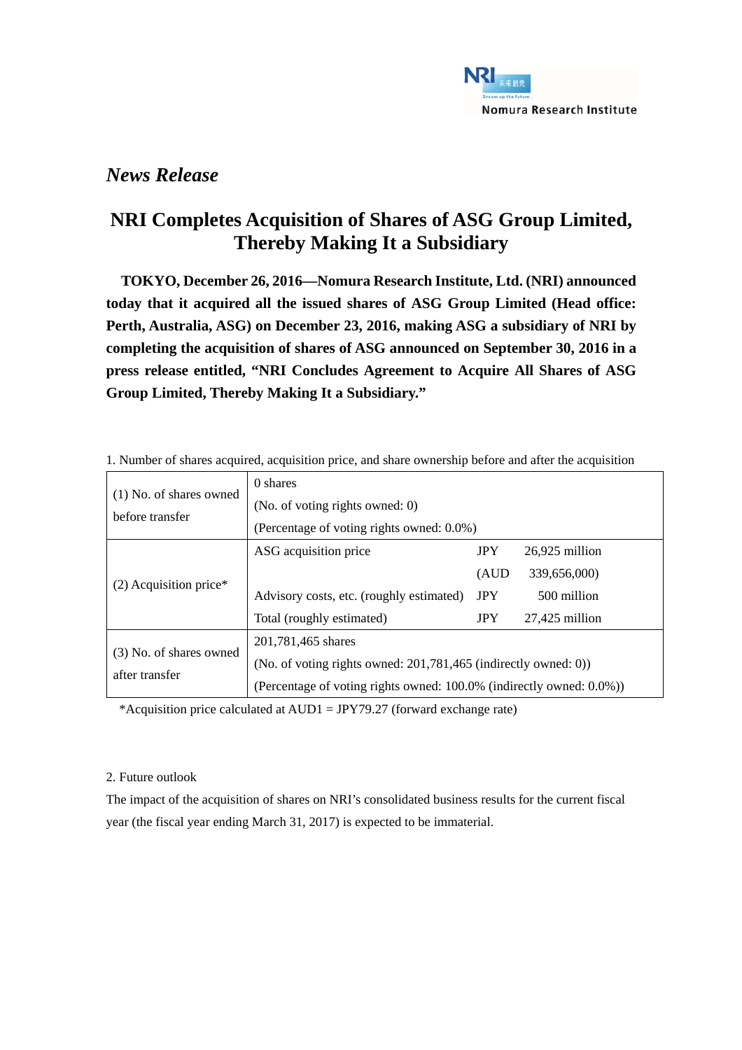*News Release*

# NRI Completes Acquisition of Shares of ASG Group Limited, Thereby Making It a Subsidiary

**TOKYO, December 26, 2016—Nomura Research Institute, Ltd. (NRI) announced today that it acquired all the issued shares of ASG Group Limited (Head office: Perth, Australia, ASG) on December 23, 2016, making ASG a subsidiary of NRI by completing the acquisition of shares of ASG announced on September 30, 2016 in a press release entitled, "NRI Concludes Agreement to Acquire All Shares of ASG Group Limited, Thereby Making It a Subsidiary."**

1. Number of shares acquired, acquisition price, and share ownership before and after the acquisition

| | | | |
|---|---|---|---|
| (1) No. of shares owned before transfer | 0 shares<br>(No. of voting rights owned: 0)<br>(Percentage of voting rights owned: 0.0%) | | |
| (2) Acquisition price* | ASG acquisition price | JPY<br>(AUD | 26,925 million<br>339,656,000) |
| | Advisory costs, etc. (roughly estimated) | JPY | 500 million |
| | Total (roughly estimated) | JPY | 27,425 million |
| (3) No. of shares owned after transfer | 201,781,465 shares<br>(No. of voting rights owned: 201,781,465 (indirectly owned: 0))<br>(Percentage of voting rights owned: 100.0% (indirectly owned: 0.0%)) | | |

*Acquisition price calculated at AUD1 = JPY79.27 (forward exchange rate)

2. Future outlook

The impact of the acquisition of shares on NRI's consolidated business results for the current fiscal year (the fiscal year ending March 31, 2017) is expected to be immaterial.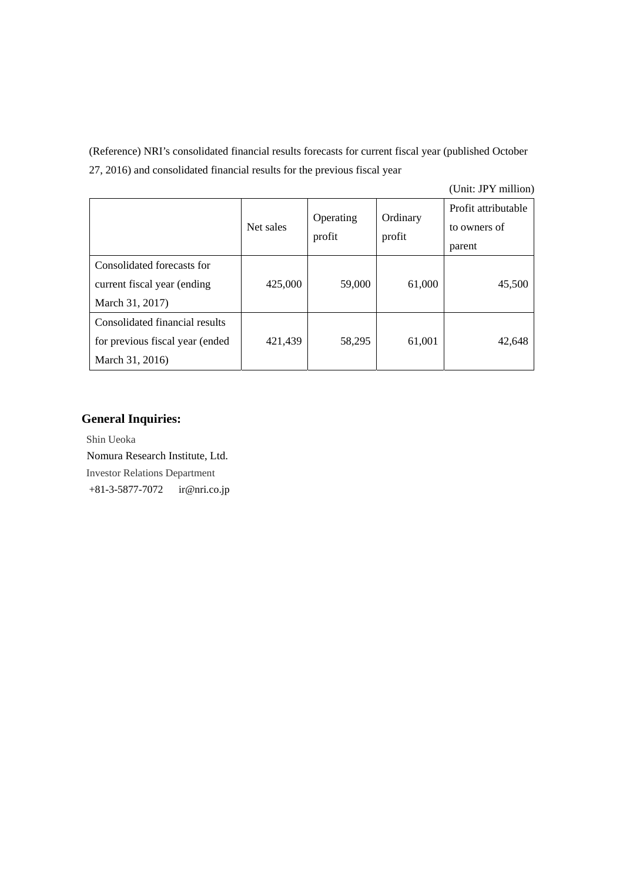(Reference) NRI's consolidated financial results forecasts for current fiscal year (published October 27, 2016) and consolidated financial results for the previous fiscal year

(Unit: JPY million)

| | Net sales | Operating profit | Ordinary profit | Profit attributable to owners of parent |
|---|---|---|---|---|
| Consolidated forecasts for current fiscal year (ending March 31, 2017) | 425,000 | 59,000 | 61,000 | 45,500 |
| Consolidated financial results for previous fiscal year (ended March 31, 2016) | 421,439 | 58,295 | 61,001 | 42,648 |

**General Inquiries:**

Shin Ueoka
Nomura Research Institute, Ltd.
Investor Relations Department
+81-3-5877-7072 ir@nri.co.jp